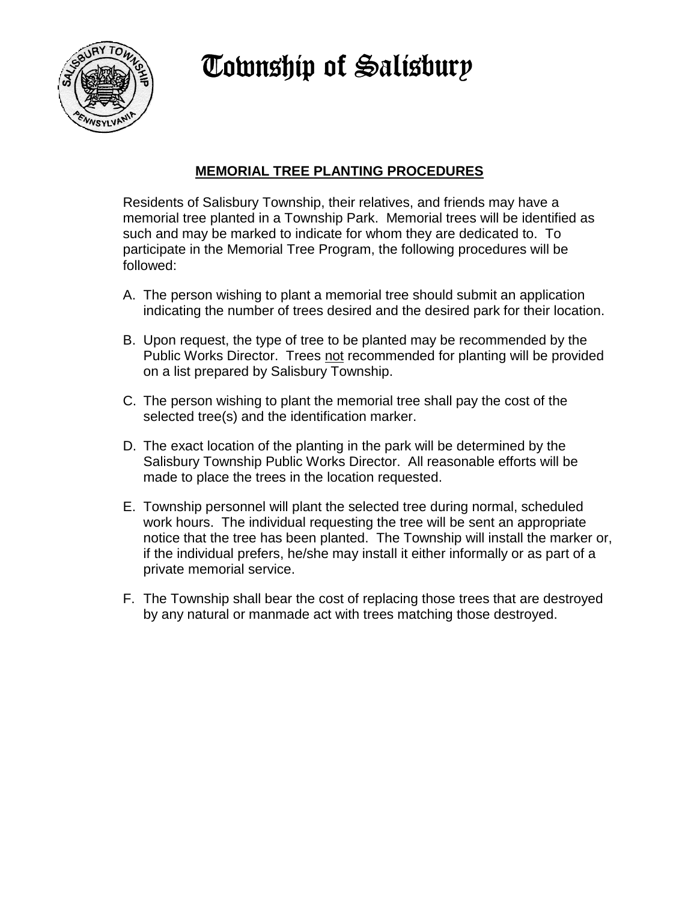# Township of Salisbury

## MEMORIAL TREE PLANTING PROCEDURES

Residents of Salisbury Township, their relatives, and friends may have a memorial tree planted in a Township Park. Memorial trees will be identified as such and may be marked to indicate for whom they are dedicated to. To participate in the Memorial Tree Program, the following procedures will be followed:

A. The person wishing to plant a memorial tree should submit an application indicating the number of trees desired and the desired park for their location.

B. Upon request, the type of tree to be planted may be recommended by the Public Works Director. Trees <u>not</u> recommended for planting will be provided on a list prepared by Salisbury Township.

C. The person wishing to plant the memorial tree shall pay the cost of the selected tree(s) and the identification marker.

D. The exact location of the planting in the park will be determined by the Salisbury Township Public Works Director. All reasonable efforts will be made to place the trees in the location requested.

E. Township personnel will plant the selected tree during normal, scheduled work hours. The individual requesting the tree will be sent an appropriate notice that the tree has been planted. The Township will install the marker or, if the individual prefers, he/she may install it either informally or as part of a private memorial service.

F. The Township shall bear the cost of replacing those trees that are destroyed by any natural or manmade act with trees matching those destroyed.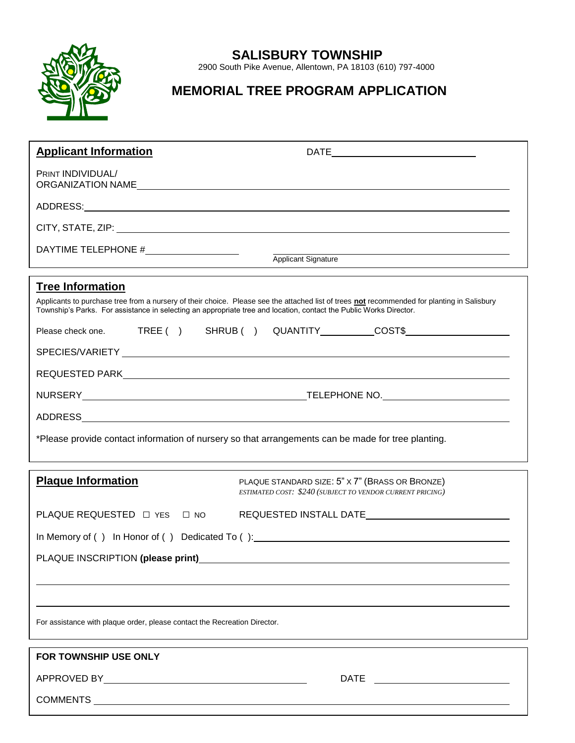# SALISBURY TOWNSHIP

2900 South Pike Avenue, Allentown, PA 18103 (610) 797-4000

## MEMORIAL TREE PROGRAM APPLICATION

### Applicant Information

DATE\_\_\_\_\_\_\_\_\_\_\_\_\_\_\_\_\_\_\_\_

PRINT INDIVIDUAL/ ORGANIZATION NAME\_\_\_\_\_\_\_\_\_\_\_\_\_\_\_\_\_\_\_\_

ADDRESS:\_\_\_\_\_\_\_\_\_\_\_\_\_\_\_\_\_\_\_\_

CITY, STATE, ZIP: \_\_\_\_\_\_\_\_\_\_\_\_\_\_\_\_\_\_\_\_

DAYTIME TELEPHONE #\_\_\_\_\_\_\_\_\_\_\_\_\_\_\_\_\_\_\_\_

\_\_\_\_\_\_\_\_\_\_\_\_\_\_\_\_\_\_\_\_
Applicant Signature

### Tree Information

Applicants to purchase tree from a nursery of their choice. Please see the attached list of trees **not** recommended for planting in Salisbury Township's Parks. For assistance in selecting an appropriate tree and location, contact the Public Works Director.

Please check one. TREE ( ) SHRUB ( ) QUANTITY\_\_\_\_\_\_\_\_\_\_ COST$\_\_\_\_\_\_\_\_\_\_\_\_\_\_\_\_\_\_\_\_

SPECIES/VARIETY \_\_\_\_\_\_\_\_\_\_\_\_\_\_\_\_\_\_\_\_

REQUESTED PARK\_\_\_\_\_\_\_\_\_\_\_\_\_\_\_\_\_\_\_\_

NURSERY\_\_\_\_\_\_\_\_\_\_\_\_\_\_\_\_\_\_\_\_ TELEPHONE NO.\_\_\_\_\_\_\_\_\_\_\_\_\_\_\_\_\_\_\_\_

ADDRESS\_\_\_\_\_\_\_\_\_\_\_\_\_\_\_\_\_\_\_\_

*Please provide contact information of nursery so that arrangements can be made for tree planting.

### Plaque Information

PLAQUE STANDARD SIZE: 5" X 7" (BRASS OR BRONZE)
*ESTIMATED COST: $240 (SUBJECT TO VENDOR CURRENT PRICING)*

PLAQUE REQUESTED ☐ YES ☐ NO REQUESTED INSTALL DATE\_\_\_\_\_\_\_\_\_\_\_\_\_\_\_\_\_\_\_\_

In Memory of ( ) In Honor of ( ) Dedicated To ( ):\_\_\_\_\_\_\_\_\_\_\_\_\_\_\_\_\_\_\_\_

PLAQUE INSCRIPTION **(please print)**\_\_\_\_\_\_\_\_\_\_\_\_\_\_\_\_\_\_\_\_

\_\_\_\_\_\_\_\_\_\_\_\_\_\_\_\_\_\_\_\_

\_\_\_\_\_\_\_\_\_\_\_\_\_\_\_\_\_\_\_\_

For assistance with plaque order, please contact the Recreation Director.

### FOR TOWNSHIP USE ONLY

APPROVED BY\_\_\_\_\_\_\_\_\_\_\_\_\_\_\_\_\_\_\_\_ DATE \_\_\_\_\_\_\_\_\_\_\_\_\_\_\_\_\_\_\_\_

COMMENTS \_\_\_\_\_\_\_\_\_\_\_\_\_\_\_\_\_\_\_\_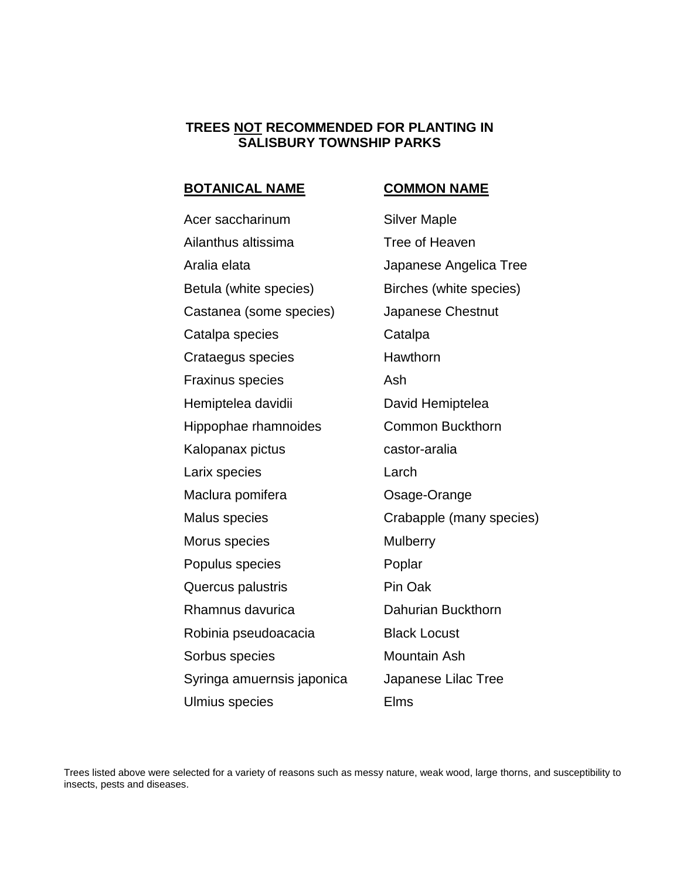## TREES NOT RECOMMENDED FOR PLANTING IN SALISBURY TOWNSHIP PARKS

| BOTANICAL NAME | COMMON NAME |
|---|---|
| Acer saccharinum | Silver Maple |
| Ailanthus altissima | Tree of Heaven |
| Aralia elata | Japanese Angelica Tree |
| Betula (white species) | Birches (white species) |
| Castanea (some species) | Japanese Chestnut |
| Catalpa species | Catalpa |
| Crataegus species | Hawthorn |
| Fraxinus species | Ash |
| Hemiptelea davidii | David Hemiptelea |
| Hippophae rhamnoides | Common Buckthorn |
| Kalopanax pictus | castor-aralia |
| Larix species | Larch |
| Maclura pomifera | Osage-Orange |
| Malus species | Crabapple (many species) |
| Morus species | Mulberry |
| Populus species | Poplar |
| Quercus palustris | Pin Oak |
| Rhamnus davurica | Dahurian Buckthorn |
| Robinia pseudoacacia | Black Locust |
| Sorbus species | Mountain Ash |
| Syringa amuernsis japonica | Japanese Lilac Tree |
| Ulmius species | Elms |

Trees listed above were selected for a variety of reasons such as messy nature, weak wood, large thorns, and susceptibility to insects, pests and diseases.